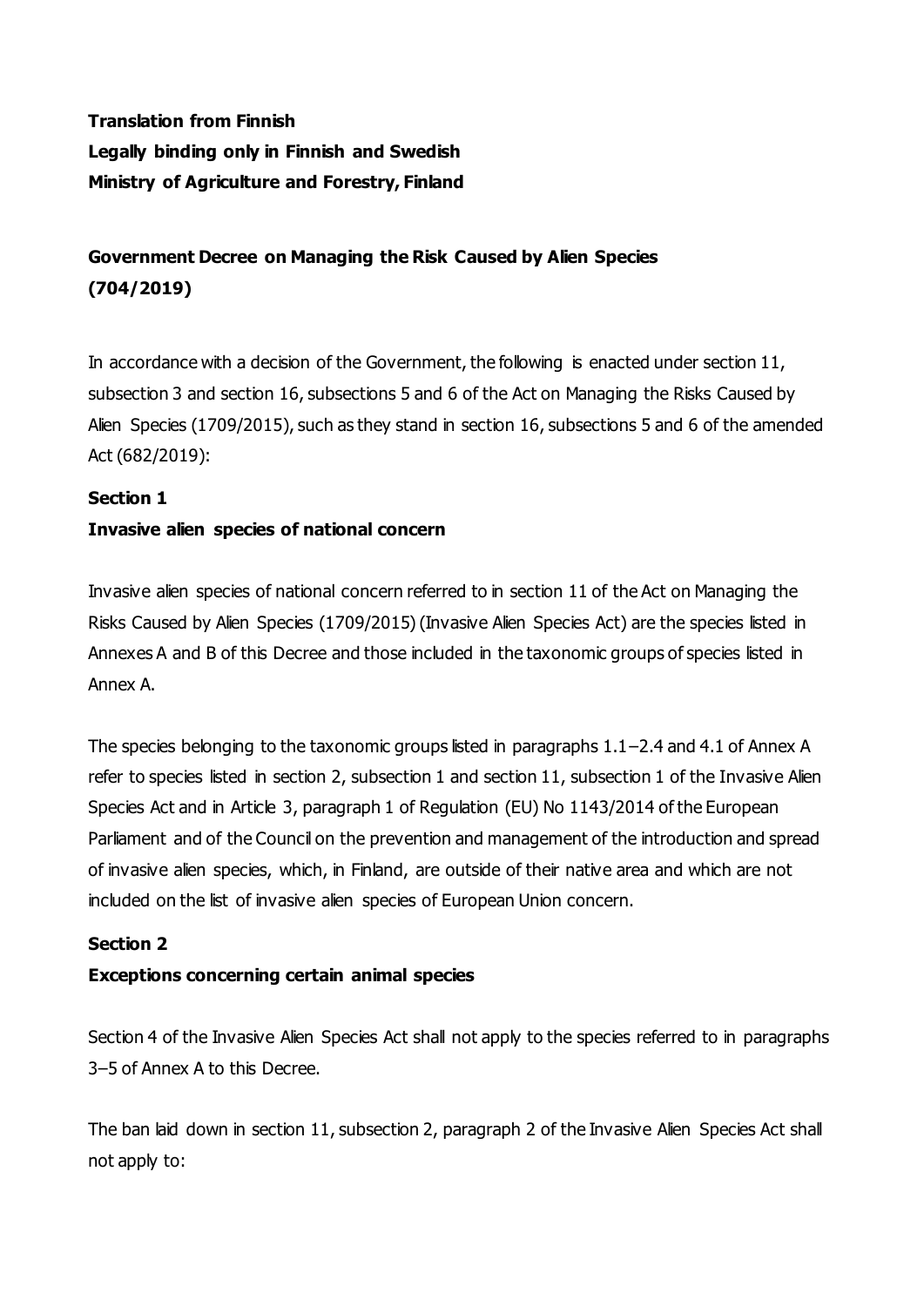**Translation from Finnish**
**Legally binding only in Finnish and Swedish**
**Ministry of Agriculture and Forestry, Finland**

# Government Decree on Managing the Risk Caused by Alien Species (704/2019)

In accordance with a decision of the Government, the following is enacted under section 11, subsection 3 and section 16, subsections 5 and 6 of the Act on Managing the Risks Caused by Alien Species (1709/2015), such as they stand in section 16, subsections 5 and 6 of the amended Act (682/2019):

## Section 1
## Invasive alien species of national concern

Invasive alien species of national concern referred to in section 11 of the Act on Managing the Risks Caused by Alien Species (1709/2015) (Invasive Alien Species Act) are the species listed in Annexes A and B of this Decree and those included in the taxonomic groups of species listed in Annex A.

The species belonging to the taxonomic groups listed in paragraphs 1.1–2.4 and 4.1 of Annex A refer to species listed in section 2, subsection 1 and section 11, subsection 1 of the Invasive Alien Species Act and in Article 3, paragraph 1 of Regulation (EU) No 1143/2014 of the European Parliament and of the Council on the prevention and management of the introduction and spread of invasive alien species, which, in Finland, are outside of their native area and which are not included on the list of invasive alien species of European Union concern.

## Section 2
## Exceptions concerning certain animal species

Section 4 of the Invasive Alien Species Act shall not apply to the species referred to in paragraphs 3–5 of Annex A to this Decree.

The ban laid down in section 11, subsection 2, paragraph 2 of the Invasive Alien Species Act shall not apply to: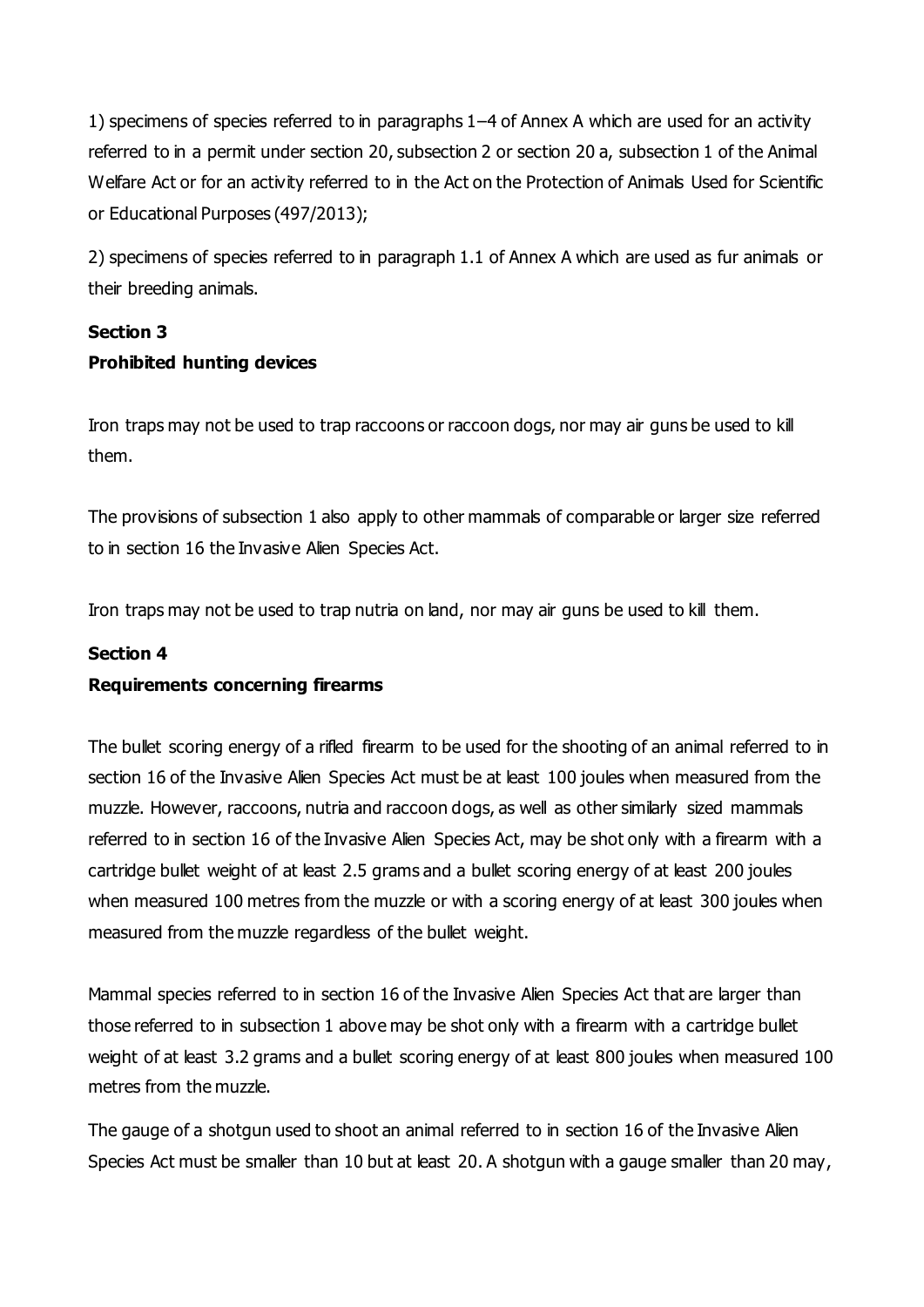1) specimens of species referred to in paragraphs 1–4 of Annex A which are used for an activity referred to in a permit under section 20, subsection 2 or section 20 a, subsection 1 of the Animal Welfare Act or for an activity referred to in the Act on the Protection of Animals Used for Scientific or Educational Purposes (497/2013);

2) specimens of species referred to in paragraph 1.1 of Annex A which are used as fur animals or their breeding animals.

**Section 3**
**Prohibited hunting devices**

Iron traps may not be used to trap raccoons or raccoon dogs, nor may air guns be used to kill them.

The provisions of subsection 1 also apply to other mammals of comparable or larger size referred to in section 16 the Invasive Alien Species Act.

Iron traps may not be used to trap nutria on land, nor may air guns be used to kill them.

**Section 4**
**Requirements concerning firearms**

The bullet scoring energy of a rifled firearm to be used for the shooting of an animal referred to in section 16 of the Invasive Alien Species Act must be at least 100 joules when measured from the muzzle. However, raccoons, nutria and raccoon dogs, as well as other similarly sized mammals referred to in section 16 of the Invasive Alien Species Act, may be shot only with a firearm with a cartridge bullet weight of at least 2.5 grams and a bullet scoring energy of at least 200 joules when measured 100 metres from the muzzle or with a scoring energy of at least 300 joules when measured from the muzzle regardless of the bullet weight.

Mammal species referred to in section 16 of the Invasive Alien Species Act that are larger than those referred to in subsection 1 above may be shot only with a firearm with a cartridge bullet weight of at least 3.2 grams and a bullet scoring energy of at least 800 joules when measured 100 metres from the muzzle.

The gauge of a shotgun used to shoot an animal referred to in section 16 of the Invasive Alien Species Act must be smaller than 10 but at least 20. A shotgun with a gauge smaller than 20 may,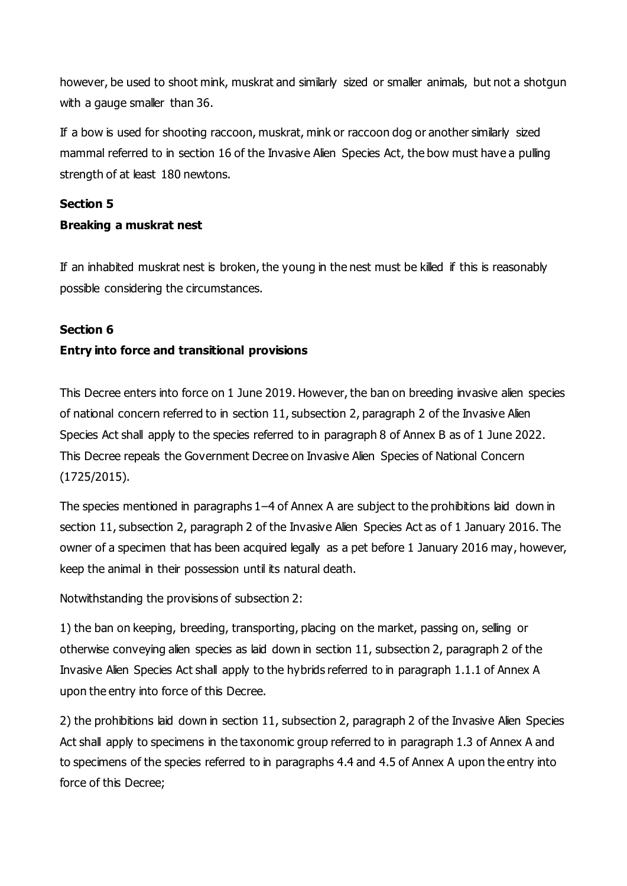however, be used to shoot mink, muskrat and similarly sized or smaller animals, but not a shotgun with a gauge smaller than 36.

If a bow is used for shooting raccoon, muskrat, mink or raccoon dog or another similarly sized mammal referred to in section 16 of the Invasive Alien Species Act, the bow must have a pulling strength of at least 180 newtons.

**Section 5**

**Breaking a muskrat nest**

If an inhabited muskrat nest is broken, the young in the nest must be killed if this is reasonably possible considering the circumstances.

**Section 6**

**Entry into force and transitional provisions**

This Decree enters into force on 1 June 2019. However, the ban on breeding invasive alien species of national concern referred to in section 11, subsection 2, paragraph 2 of the Invasive Alien Species Act shall apply to the species referred to in paragraph 8 of Annex B as of 1 June 2022. This Decree repeals the Government Decree on Invasive Alien Species of National Concern (1725/2015).

The species mentioned in paragraphs 1–4 of Annex A are subject to the prohibitions laid down in section 11, subsection 2, paragraph 2 of the Invasive Alien Species Act as of 1 January 2016. The owner of a specimen that has been acquired legally as a pet before 1 January 2016 may, however, keep the animal in their possession until its natural death.

Notwithstanding the provisions of subsection 2:

1) the ban on keeping, breeding, transporting, placing on the market, passing on, selling or otherwise conveying alien species as laid down in section 11, subsection 2, paragraph 2 of the Invasive Alien Species Act shall apply to the hybrids referred to in paragraph 1.1.1 of Annex A upon the entry into force of this Decree.

2) the prohibitions laid down in section 11, subsection 2, paragraph 2 of the Invasive Alien Species Act shall apply to specimens in the taxonomic group referred to in paragraph 1.3 of Annex A and to specimens of the species referred to in paragraphs 4.4 and 4.5 of Annex A upon the entry into force of this Decree;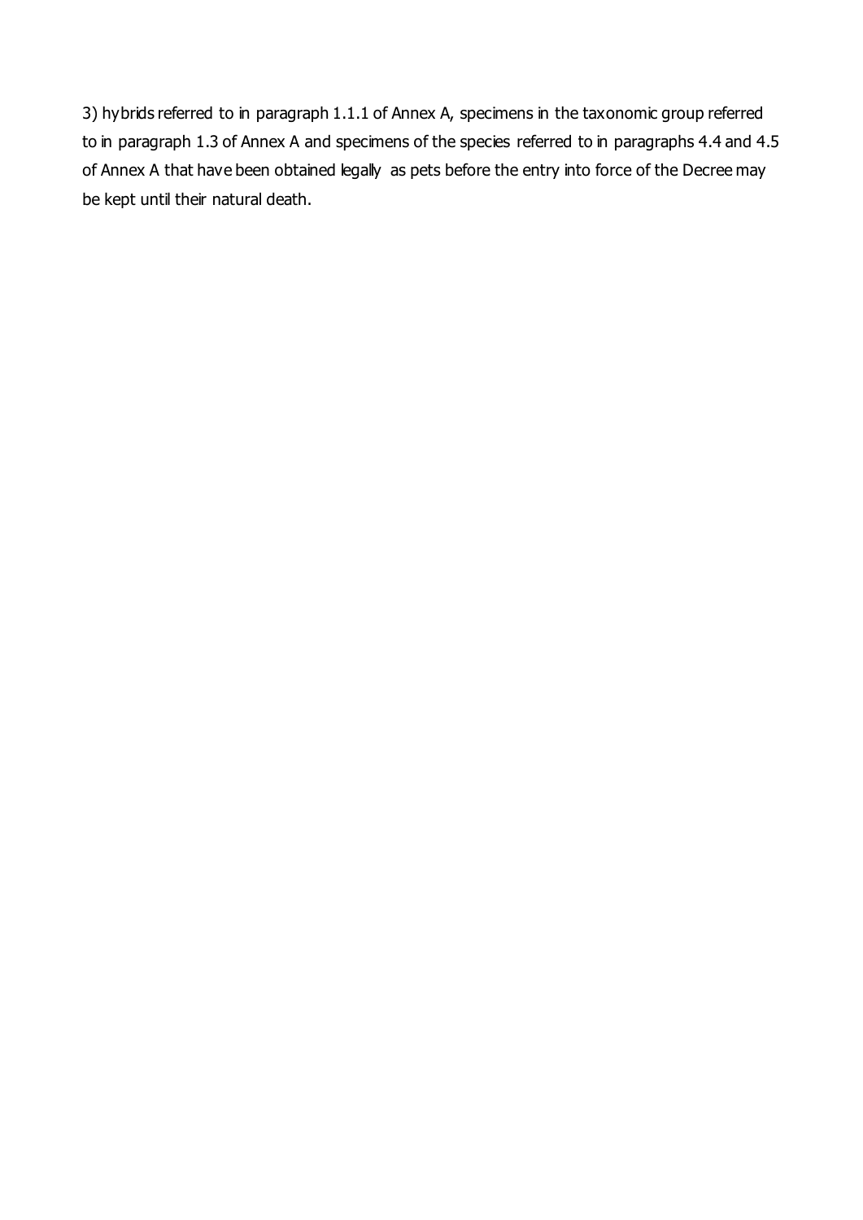3) hybrids referred to in paragraph 1.1.1 of Annex A, specimens in the taxonomic group referred to in paragraph 1.3 of Annex A and specimens of the species referred to in paragraphs 4.4 and 4.5 of Annex A that have been obtained legally as pets before the entry into force of the Decree may be kept until their natural death.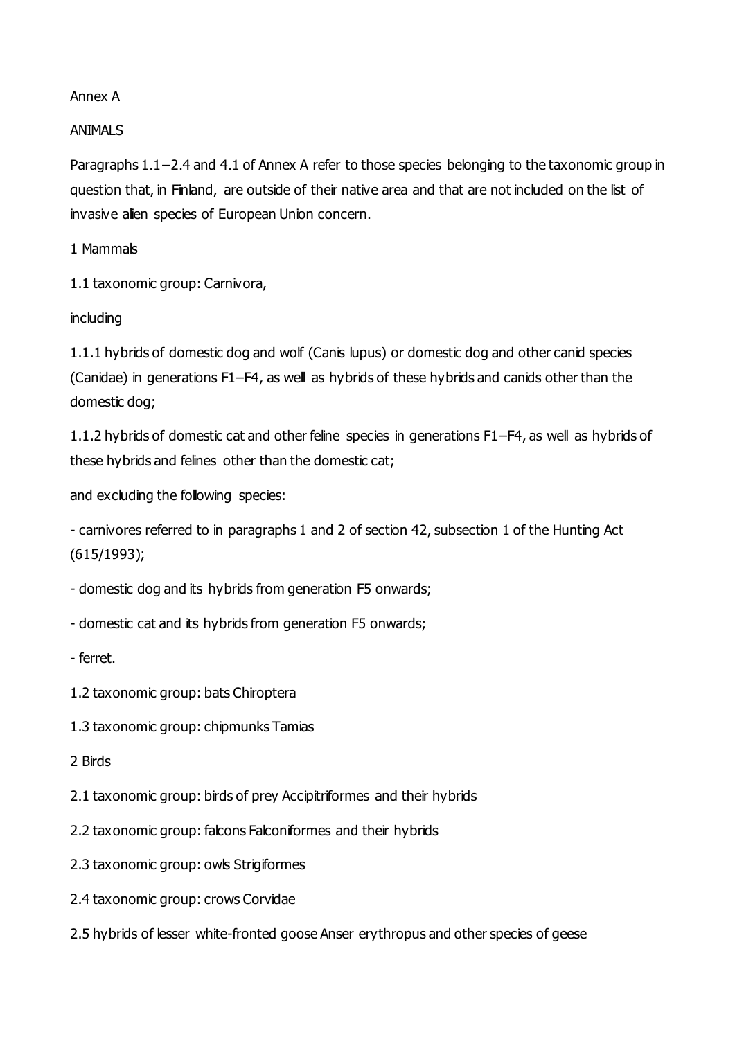Annex A

ANIMALS

Paragraphs 1.1–2.4 and 4.1 of Annex A refer to those species belonging to the taxonomic group in question that, in Finland, are outside of their native area and that are not included on the list of invasive alien species of European Union concern.

1 Mammals

1.1 taxonomic group: Carnivora,

including

1.1.1 hybrids of domestic dog and wolf (Canis lupus) or domestic dog and other canid species (Canidae) in generations F1–F4, as well as hybrids of these hybrids and canids other than the domestic dog;

1.1.2 hybrids of domestic cat and other feline species in generations F1–F4, as well as hybrids of these hybrids and felines other than the domestic cat;

and excluding the following species:

- carnivores referred to in paragraphs 1 and 2 of section 42, subsection 1 of the Hunting Act (615/1993);
- domestic dog and its hybrids from generation F5 onwards;
- domestic cat and its hybrids from generation F5 onwards;
- ferret.

1.2 taxonomic group: bats Chiroptera

1.3 taxonomic group: chipmunks Tamias

2 Birds

2.1 taxonomic group: birds of prey Accipitriformes and their hybrids

2.2 taxonomic group: falcons Falconiformes and their hybrids

2.3 taxonomic group: owls Strigiformes

2.4 taxonomic group: crows Corvidae

2.5 hybrids of lesser white-fronted goose Anser erythropus and other species of geese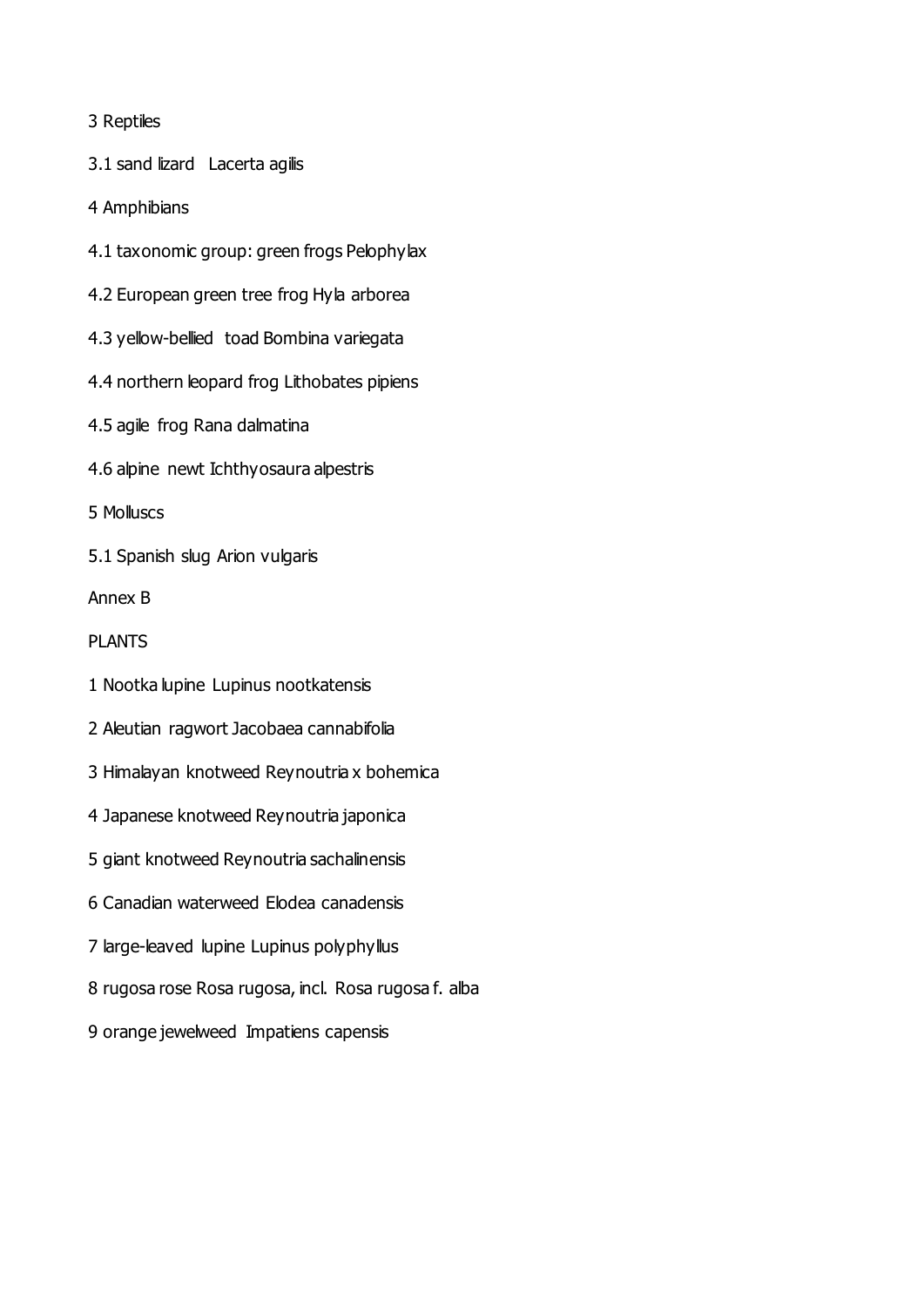3 Reptiles

3.1 sand lizard Lacerta agilis

4 Amphibians

4.1 taxonomic group: green frogs Pelophylax

4.2 European green tree frog Hyla arborea

4.3 yellow-bellied toad Bombina variegata

4.4 northern leopard frog Lithobates pipiens

4.5 agile frog Rana dalmatina

4.6 alpine newt Ichthyosaura alpestris

5 Molluscs

5.1 Spanish slug Arion vulgaris

Annex B

PLANTS

1 Nootka lupine Lupinus nootkatensis

2 Aleutian ragwort Jacobaea cannabifolia

3 Himalayan knotweed Reynoutria x bohemica

4 Japanese knotweed Reynoutria japonica

5 giant knotweed Reynoutria sachalinensis

6 Canadian waterweed Elodea canadensis

7 large-leaved lupine Lupinus polyphyllus

8 rugosa rose Rosa rugosa, incl. Rosa rugosa f. alba

9 orange jewelweed Impatiens capensis